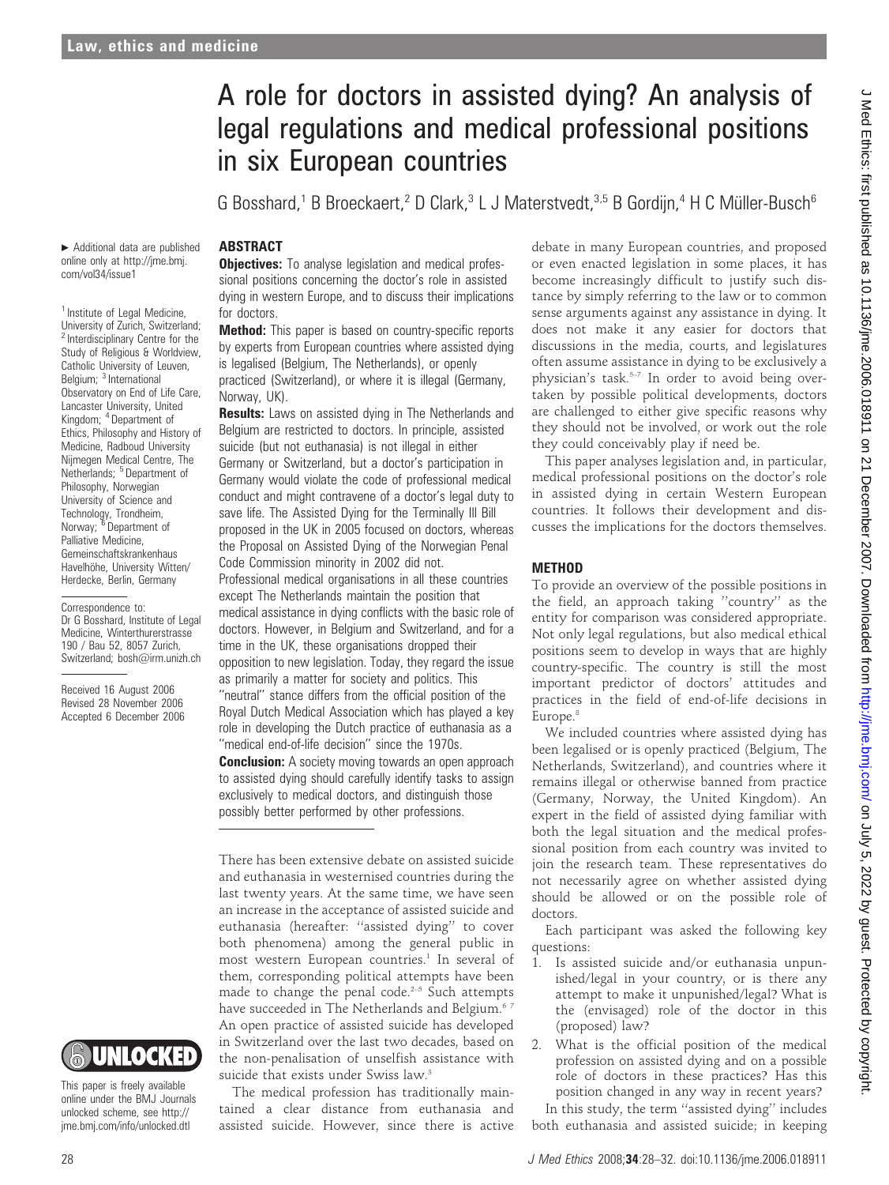# A role for doctors in assisted dying? An analysis of legal regulations and medical professional positions in six European countries

G Bosshard,[1] B Broeckaert,[2] D Clark,[3] L J Materstvedt,[3,5] B Gordijn,[4] H C Müller-Busch[6]

▸ Additional data are published online only at http://jme.bmj.com/vol34/issue1

[1] Institute of Legal Medicine, University of Zurich, Switzerland; [2] Interdisciplinary Centre for the Study of Religious & Worldview, Catholic University of Leuven, Belgium; [3] International Observatory on End of Life Care, Lancaster University, United Kingdom; [4] Department of Ethics, Philosophy and History of Medicine, Radboud University Nijmegen Medical Centre, The Netherlands; [5] Department of Philosophy, Norwegian University of Science and Technology, Trondheim, Norway; [6] Department of Palliative Medicine, Gemeinschaftskrankenhaus Havelhöhe, University Witten/Herdecke, Berlin, Germany

Correspondence to: Dr G Bosshard, Institute of Legal Medicine, Winterthurerstrasse 190 / Bau 52, 8057 Zurich, Switzerland; bosh@irm.unizh.ch

Received 16 August 2006
Revised 28 November 2006
Accepted 6 December 2006

This paper is freely available online under the BMJ Journals unlocked scheme, see http://jme.bmj.com/info/unlocked.dtl

## ABSTRACT

**Objectives:** To analyse legislation and medical professional positions concerning the doctor's role in assisted dying in western Europe, and to discuss their implications for doctors.

**Method:** This paper is based on country-specific reports by experts from European countries where assisted dying is legalised (Belgium, The Netherlands), or openly practiced (Switzerland), or where it is illegal (Germany, Norway, UK).

**Results:** Laws on assisted dying in The Netherlands and Belgium are restricted to doctors. In principle, assisted suicide (but not euthanasia) is not illegal in either Germany or Switzerland, but a doctor's participation in Germany would violate the code of professional medical conduct and might contravene of a doctor's legal duty to save life. The Assisted Dying for the Terminally Ill Bill proposed in the UK in 2005 focused on doctors, whereas the Proposal on Assisted Dying of the Norwegian Penal Code Commission minority in 2002 did not. Professional medical organisations in all these countries except The Netherlands maintain the position that medical assistance in dying conflicts with the basic role of doctors. However, in Belgium and Switzerland, and for a time in the UK, these organisations dropped their opposition to new legislation. Today, they regard the issue as primarily a matter for society and politics. This "neutral" stance differs from the official position of the Royal Dutch Medical Association which has played a key role in developing the Dutch practice of euthanasia as a "medical end-of-life decision" since the 1970s.

**Conclusion:** A society moving towards an open approach to assisted dying should carefully identify tasks to assign exclusively to medical doctors, and distinguish those possibly better performed by other professions.

There has been extensive debate on assisted suicide and euthanasia in westernised countries during the last twenty years. At the same time, we have seen an increase in the acceptance of assisted suicide and euthanasia (hereafter: "assisted dying" to cover both phenomena) among the general public in most western European countries.[1] In several of them, corresponding political attempts have been made to change the penal code.[2–5] Such attempts have succeeded in The Netherlands and Belgium.[6 7] An open practice of assisted suicide has developed in Switzerland over the last two decades, based on the non-penalisation of unselfish assistance with suicide that exists under Swiss law.[3]

The medical profession has traditionally maintained a clear distance from euthanasia and assisted suicide. However, since there is active debate in many European countries, and proposed or even enacted legislation in some places, it has become increasingly difficult to justify such distance by simply referring to the law or to common sense arguments against any assistance in dying. It does not make it any easier for doctors that discussions in the media, courts, and legislatures often assume assistance in dying to be exclusively a physician's task.[5–7] In order to avoid being overtaken by possible political developments, doctors are challenged to either give specific reasons why they should not be involved, or work out the role they could conceivably play if need be.

This paper analyses legislation and, in particular, medical professional positions on the doctor's role in assisted dying in certain Western European countries. It follows their development and discusses the implications for the doctors themselves.

## METHOD

To provide an overview of the possible positions in the field, an approach taking "country" as the entity for comparison was considered appropriate. Not only legal regulations, but also medical ethical positions seem to develop in ways that are highly country-specific. The country is still the most important predictor of doctors' attitudes and practices in the field of end-of-life decisions in Europe.[8]

We included countries where assisted dying has been legalised or is openly practiced (Belgium, The Netherlands, Switzerland), and countries where it remains illegal or otherwise banned from practice (Germany, Norway, the United Kingdom). An expert in the field of assisted dying familiar with both the legal situation and the medical professional position from each country was invited to join the research team. These representatives do not necessarily agree on whether assisted dying should be allowed or on the possible role of doctors.

Each participant was asked the following key questions:

1. Is assisted suicide and/or euthanasia unpunished/legal in your country, or is there any attempt to make it unpunished/legal? What is the (envisaged) role of the doctor in this (proposed) law?
2. What is the official position of the medical profession on assisted dying and on a possible role of doctors in these practices? Has this position changed in any way in recent years?

In this study, the term "assisted dying" includes both euthanasia and assisted suicide; in keeping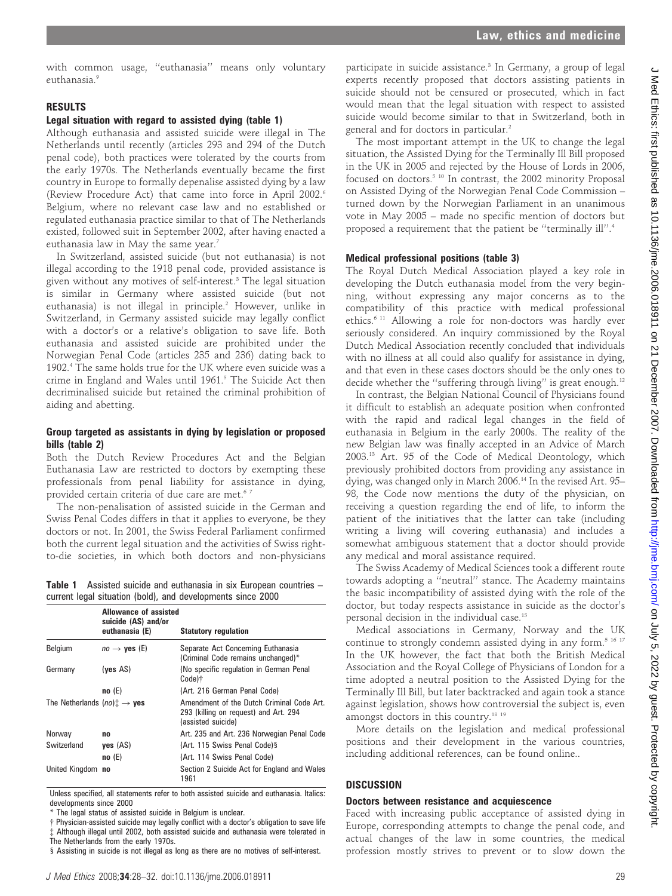with common usage, "euthanasia" means only voluntary euthanasia.[9]

## RESULTS

### Legal situation with regard to assisted dying (table 1)

Although euthanasia and assisted suicide were illegal in The Netherlands until recently (articles 293 and 294 of the Dutch penal code), both practices were tolerated by the courts from the early 1970s. The Netherlands eventually became the first country in Europe to formally depenalise assisted dying by a law (Review Procedure Act) that came into force in April 2002.[6] Belgium, where no relevant case law and no established or regulated euthanasia practice similar to that of The Netherlands existed, followed suit in September 2002, after having enacted a euthanasia law in May the same year.[7]

In Switzerland, assisted suicide (but not euthanasia) is not illegal according to the 1918 penal code, provided assistance is given without any motives of self-interest.[3] The legal situation is similar in Germany where assisted suicide (but not euthanasia) is not illegal in principle.[2] However, unlike in Switzerland, in Germany assisted suicide may legally conflict with a doctor's or a relative's obligation to save life. Both euthanasia and assisted suicide are prohibited under the Norwegian Penal Code (articles 235 and 236) dating back to 1902.[4] The same holds true for the UK where even suicide was a crime in England and Wales until 1961.[5] The Suicide Act then decriminalised suicide but retained the criminal prohibition of aiding and abetting.

### Group targeted as assistants in dying by legislation or proposed bills (table 2)

Both the Dutch Review Procedures Act and the Belgian Euthanasia Law are restricted to doctors by exempting these professionals from penal liability for assistance in dying, provided certain criteria of due care are met.[6 7]

The non-penalisation of assisted suicide in the German and Swiss Penal Codes differs in that it applies to everyone, be they doctors or not. In 2001, the Swiss Federal Parliament confirmed both the current legal situation and the activities of Swiss right-to-die societies, in which both doctors and non-physicians participate in suicide assistance.[3] In Germany, a group of legal experts recently proposed that doctors assisting patients in suicide should not be censured or prosecuted, which in fact would mean that the legal situation with respect to assisted suicide would become similar to that in Switzerland, both in general and for doctors in particular.[2]

The most important attempt in the UK to change the legal situation, the Assisted Dying for the Terminally Ill Bill proposed in the UK in 2005 and rejected by the House of Lords in 2006, focused on doctors.[5 10] In contrast, the 2002 minority Proposal on Assisted Dying of the Norwegian Penal Code Commission – turned down by the Norwegian Parliament in an unanimous vote in May 2005 – made no specific mention of doctors but proposed a requirement that the patient be "terminally ill".[4]

**Table 1** Assisted suicide and euthanasia in six European countries – current legal situation (bold), and developments since 2000

| | Allowance of assisted suicide (AS) and/or euthanasia (E) | Statutory regulation |
|---|---|---|
| Belgium | *no* → **yes** (E) | Separate Act Concerning Euthanasia (Criminal Code remains unchanged)* |
| Germany | (**yes** AS) | (No specific regulation in German Penal Code)† |
| | **no** (E) | (Art. 216 German Penal Code) |
| The Netherlands | (*no*)‡ → **yes** | Amendment of the Dutch Criminal Code Art. 293 (killing on request) and Art. 294 (assisted suicide) |
| Norway | **no** | Art. 235 and Art. 236 Norwegian Penal Code |
| Switzerland | **yes** (AS) | (Art. 115 Swiss Penal Code)§ |
| | **no** (E) | (Art. 114 Swiss Penal Code) |
| United Kingdom | **no** | Section 2 Suicide Act for England and Wales 1961 |

Unless specified, all statements refer to both assisted suicide and euthanasia. Italics: developments since 2000

\* The legal status of assisted suicide in Belgium is unclear.

† Physician-assisted suicide may legally conflict with a doctor's obligation to save life

‡ Although illegal until 2002, both assisted suicide and euthanasia were tolerated in The Netherlands from the early 1970s.

§ Assisting in suicide is not illegal as long as there are no motives of self-interest.

### Medical professional positions (table 3)

The Royal Dutch Medical Association played a key role in developing the Dutch euthanasia model from the very beginning, without expressing any major concerns as to the compatibility of this practice with medical professional ethics.[6 11] Allowing a role for non-doctors was hardly ever seriously considered. An inquiry commissioned by the Royal Dutch Medical Association recently concluded that individuals with no illness at all could also qualify for assistance in dying, and that even in these cases doctors should be the only ones to decide whether the "suffering through living" is great enough.[12]

In contrast, the Belgian National Council of Physicians found it difficult to establish an adequate position when confronted with the rapid and radical legal changes in the field of euthanasia in Belgium in the early 2000s. The reality of the new Belgian law was finally accepted in an Advice of March 2003.[13] Art. 95 of the Code of Medical Deontology, which previously prohibited doctors from providing any assistance in dying, was changed only in March 2006.[14] In the revised Art. 95–98, the Code now mentions the duty of the physician, on receiving a question regarding the end of life, to inform the patient of the initiatives that the latter can take (including writing a living will covering euthanasia) and includes a somewhat ambiguous statement that a doctor should provide any medical and moral assistance required.

The Swiss Academy of Medical Sciences took a different route towards adopting a "neutral" stance. The Academy maintains the basic incompatibility of assisted dying with the role of the doctor, but today respects assistance in suicide as the doctor's personal decision in the individual case.[15]

Medical associations in Germany, Norway and the UK continue to strongly condemn assisted dying in any form.[5 16 17] In the UK however, the fact that both the British Medical Association and the Royal College of Physicians of London for a time adopted a neutral position to the Assisted Dying for the Terminally Ill Bill, but later backtracked and again took a stance against legislation, shows how controversial the subject is, even amongst doctors in this country.[18 19]

More details on the legislation and medical professional positions and their development in the various countries, including additional references, can be found online..

## DISCUSSION

### Doctors between resistance and acquiescence

Faced with increasing public acceptance of assisted dying in Europe, corresponding attempts to change the penal code, and actual changes of the law in some countries, the medical profession mostly strives to prevent or to slow down the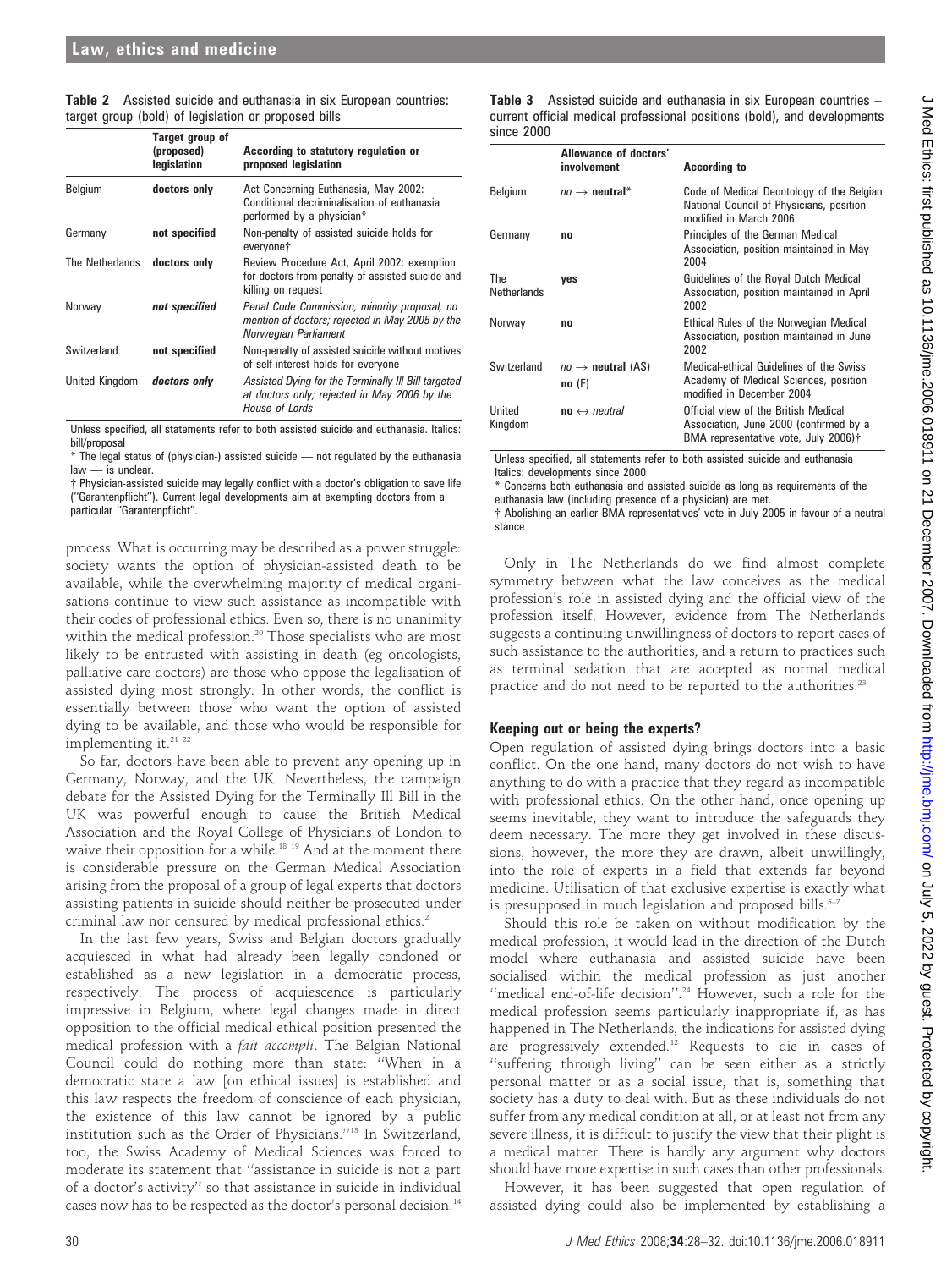**Table 2** Assisted suicide and euthanasia in six European countries: target group (bold) of legislation or proposed bills

| | Target group of (proposed) legislation | According to statutory regulation or proposed legislation |
|---|---|---|
| Belgium | **doctors only** | Act Concerning Euthanasia, May 2002: Conditional decriminalisation of euthanasia performed by a physician* |
| Germany | **not specified** | Non-penalty of assisted suicide holds for everyone† |
| The Netherlands | **doctors only** | Review Procedure Act, April 2002: exemption for doctors from penalty of assisted suicide and killing on request |
| Norway | ***not specified*** | *Penal Code Commission, minority proposal, no mention of doctors; rejected in May 2005 by the Norwegian Parliament* |
| Switzerland | **not specified** | Non-penalty of assisted suicide without motives of self-interest holds for everyone |
| United Kingdom | ***doctors only*** | *Assisted Dying for the Terminally Ill Bill targeted at doctors only; rejected in May 2006 by the House of Lords* |

Unless specified, all statements refer to both assisted suicide and euthanasia. Italics: bill/proposal

\* The legal status of (physician-) assisted suicide — not regulated by the euthanasia law — is unclear.

† Physician-assisted suicide may legally conflict with a doctor's obligation to save life ("Garantenpflicht"). Current legal developments aim at exempting doctors from a particular "Garantenpflicht".

process. What is occurring may be described as a power struggle: society wants the option of physician-assisted death to be available, while the overwhelming majority of medical organisations continue to view such assistance as incompatible with their codes of professional ethics. Even so, there is no unanimity within the medical profession.[20] Those specialists who are most likely to be entrusted with assisting in death (eg oncologists, palliative care doctors) are those who oppose the legalisation of assisted dying most strongly. In other words, the conflict is essentially between those who want the option of assisted dying to be available, and those who would be responsible for implementing it.[21 22]

So far, doctors have been able to prevent any opening up in Germany, Norway, and the UK. Nevertheless, the campaign debate for the Assisted Dying for the Terminally Ill Bill in the UK was powerful enough to cause the British Medical Association and the Royal College of Physicians of London to waive their opposition for a while.[18 19] And at the moment there is considerable pressure on the German Medical Association arising from the proposal of a group of legal experts that doctors assisting patients in suicide should neither be prosecuted under criminal law nor censured by medical professional ethics.[2]

In the last few years, Swiss and Belgian doctors gradually acquiesced in what had already been legally condoned or established as a new legislation in a democratic process, respectively. The process of acquiescence is particularly impressive in Belgium, where legal changes made in direct opposition to the official medical ethical position presented the medical profession with a *fait accompli*. The Belgian National Council could do nothing more than state: "When in a democratic state a law [on ethical issues] is established and this law respects the freedom of conscience of each physician, the existence of this law cannot be ignored by a public institution such as the Order of Physicians."[13] In Switzerland, too, the Swiss Academy of Medical Sciences was forced to moderate its statement that "assistance in suicide is not a part of a doctor's activity" so that assistance in suicide in individual cases now has to be respected as the doctor's personal decision.[14]

**Table 3** Assisted suicide and euthanasia in six European countries – current official medical professional positions (bold), and developments since 2000

| | Allowance of doctors' involvement | According to |
|---|---|---|
| Belgium | *no* → **neutral*** | Code of Medical Deontology of the Belgian National Council of Physicians, position modified in March 2006 |
| Germany | **no** | Principles of the German Medical Association, position maintained in May 2004 |
| The Netherlands | **yes** | Guidelines of the Royal Dutch Medical Association, position maintained in April 2002 |
| Norway | **no** | Ethical Rules of the Norwegian Medical Association, position maintained in June 2002 |
| Switzerland | *no* → **neutral** (AS) **no** (E) | Medical-ethical Guidelines of the Swiss Academy of Medical Sciences, position modified in December 2004 |
| United Kingdom | **no** ↔ *neutral* | Official view of the British Medical Association, June 2000 (confirmed by a BMA representative vote, July 2006)† |

Unless specified, all statements refer to both assisted suicide and euthanasia
Italics: developments since 2000

\* Concerns both euthanasia and assisted suicide as long as requirements of the euthanasia law (including presence of a physician) are met.

† Abolishing an earlier BMA representatives' vote in July 2005 in favour of a neutral stance

Only in The Netherlands do we find almost complete symmetry between what the law conceives as the medical profession's role in assisted dying and the official view of the profession itself. However, evidence from The Netherlands suggests a continuing unwillingness of doctors to report cases of such assistance to the authorities, and a return to practices such as terminal sedation that are accepted as normal medical practice and do not need to be reported to the authorities.[23]

## Keeping out or being the experts?

Open regulation of assisted dying brings doctors into a basic conflict. On the one hand, many doctors do not wish to have anything to do with a practice that they regard as incompatible with professional ethics. On the other hand, once opening up seems inevitable, they want to introduce the safeguards they deem necessary. The more they get involved in these discussions, however, the more they are drawn, albeit unwillingly, into the role of experts in a field that extends far beyond medicine. Utilisation of that exclusive expertise is exactly what is presupposed in much legislation and proposed bills.[5–7]

Should this role be taken on without modification by the medical profession, it would lead in the direction of the Dutch model where euthanasia and assisted suicide have been socialised within the medical profession as just another "medical end-of-life decision".[24] However, such a role for the medical profession seems particularly inappropriate if, as has happened in The Netherlands, the indications for assisted dying are progressively extended.[12] Requests to die in cases of "suffering through living" can be seen either as a strictly personal matter or as a social issue, that is, something that society has a duty to deal with. But as these individuals do not suffer from any medical condition at all, or at least not from any severe illness, it is difficult to justify the view that their plight is a medical matter. There is hardly any argument why doctors should have more expertise in such cases than other professionals.

However, it has been suggested that open regulation of assisted dying could also be implemented by establishing a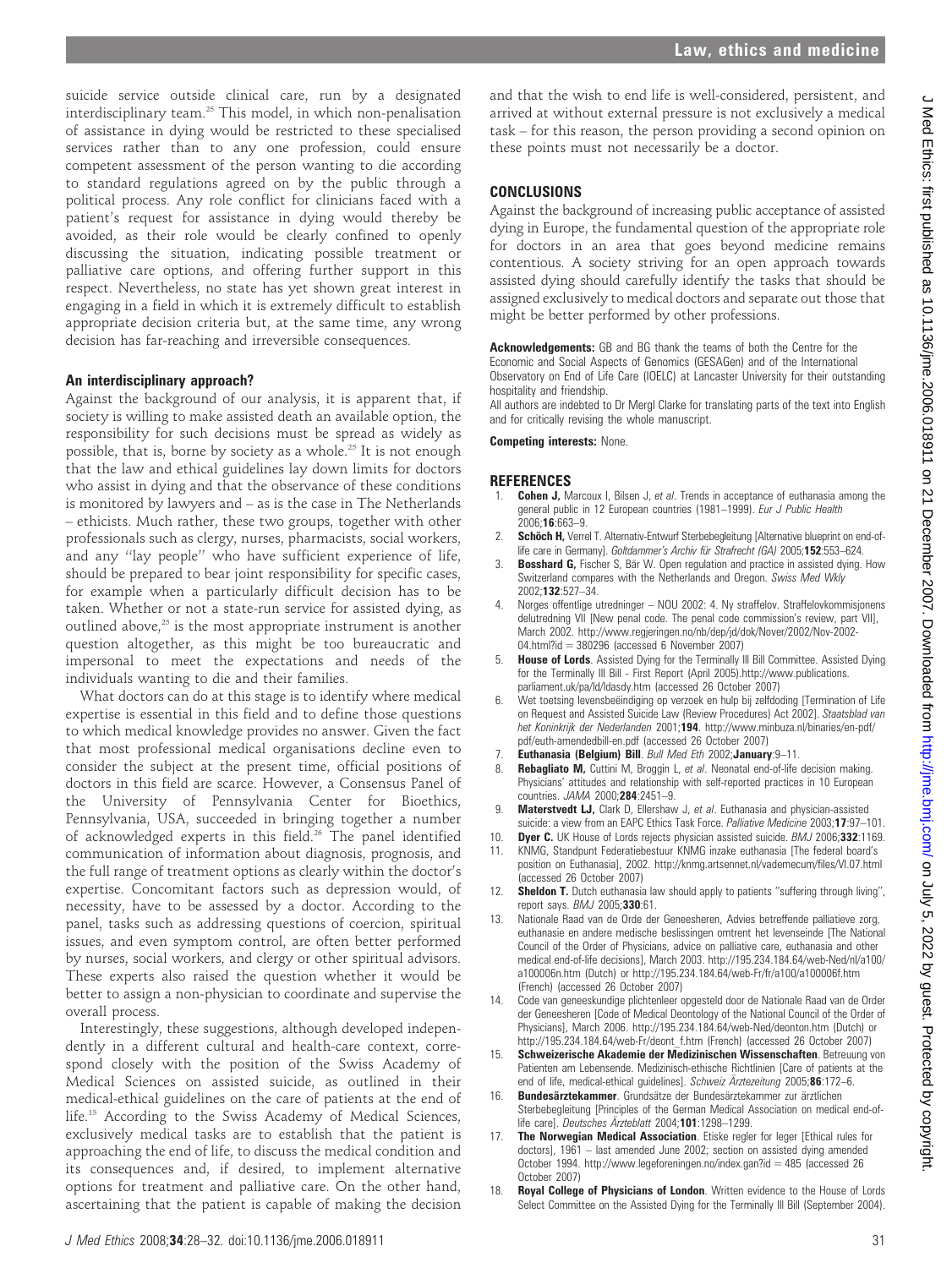suicide service outside clinical care, run by a designated interdisciplinary team.[25] This model, in which non-penalisation of assistance in dying would be restricted to these specialised services rather than to any one profession, could ensure competent assessment of the person wanting to die according to standard regulations agreed on by the public through a political process. Any role conflict for clinicians faced with a patient's request for assistance in dying would thereby be avoided, as their role would be clearly confined to openly discussing the situation, indicating possible treatment or palliative care options, and offering further support in this respect. Nevertheless, no state has yet shown great interest in engaging in a field in which it is extremely difficult to establish appropriate decision criteria but, at the same time, any wrong decision has far-reaching and irreversible consequences.

### An interdisciplinary approach?

Against the background of our analysis, it is apparent that, if society is willing to make assisted death an available option, the responsibility for such decisions must be spread as widely as possible, that is, borne by society as a whole.[25] It is not enough that the law and ethical guidelines lay down limits for doctors who assist in dying and that the observance of these conditions is monitored by lawyers and – as is the case in The Netherlands – ethicists. Much rather, these two groups, together with other professionals such as clergy, nurses, pharmacists, social workers, and any "lay people" who have sufficient experience of life, should be prepared to bear joint responsibility for specific cases, for example when a particularly difficult decision has to be taken. Whether or not a state-run service for assisted dying, as outlined above,[25] is the most appropriate instrument is another question altogether, as this might be too bureaucratic and impersonal to meet the expectations and needs of the individuals wanting to die and their families.

What doctors can do at this stage is to identify where medical expertise is essential in this field and to define those questions to which medical knowledge provides no answer. Given the fact that most professional medical organisations decline even to consider the subject at the present time, official positions of doctors in this field are scarce. However, a Consensus Panel of the University of Pennsylvania Center for Bioethics, Pennsylvania, USA, succeeded in bringing together a number of acknowledged experts in this field.[26] The panel identified communication of information about diagnosis, prognosis, and the full range of treatment options as clearly within the doctor's expertise. Concomitant factors such as depression would, of necessity, have to be assessed by a doctor. According to the panel, tasks such as addressing questions of coercion, spiritual issues, and even symptom control, are often better performed by nurses, social workers, and clergy or other spiritual advisors. These experts also raised the question whether it would be better to assign a non-physician to coordinate and supervise the overall process.

Interestingly, these suggestions, although developed independently in a different cultural and health-care context, correspond closely with the position of the Swiss Academy of Medical Sciences on assisted suicide, as outlined in their medical-ethical guidelines on the care of patients at the end of life.[15] According to the Swiss Academy of Medical Sciences, exclusively medical tasks are to establish that the patient is approaching the end of life, to discuss the medical condition and its consequences and, if desired, to implement alternative options for treatment and palliative care. On the other hand, ascertaining that the patient is capable of making the decision and that the wish to end life is well-considered, persistent, and arrived at without external pressure is not exclusively a medical task – for this reason, the person providing a second opinion on these points must not necessarily be a doctor.

## CONCLUSIONS

Against the background of increasing public acceptance of assisted dying in Europe, the fundamental question of the appropriate role for doctors in an area that goes beyond medicine remains contentious. A society striving for an open approach towards assisted dying should carefully identify the tasks that should be assigned exclusively to medical doctors and separate out those that might be better performed by other professions.

**Acknowledgements:** GB and BG thank the teams of both the Centre for the Economic and Social Aspects of Genomics (GESAGen) and of the International Observatory on End of Life Care (IOELC) at Lancaster University for their outstanding hospitality and friendship.

All authors are indebted to Dr Mergl Clarke for translating parts of the text into English and for critically revising the whole manuscript.

**Competing interests:** None.

## REFERENCES

1. **Cohen J,** Marcoux I, Bilsen J, *et al*. Trends in acceptance of euthanasia among the general public in 12 European countries (1981–1999). *Eur J Public Health* 2006;**16**:663–9.
2. **Schöch H,** Verrel T. Alternativ-Entwurf Sterbebegleitung [Alternative blueprint on end-of-life care in Germany]. *Goltdammer's Archiv für Strafrecht (GA)* 2005;**152**:553–624.
3. **Bosshard G,** Fischer S, Bär W. Open regulation and practice in assisted dying. How Switzerland compares with the Netherlands and Oregon. *Swiss Med Wkly* 2002;**132**:527–34.
4. Norges offentlige utredninger – NOU 2002: 4. Ny straffelov. Straffelovkommisjonens delutredning VII [New penal code. The penal code commission's review, part VII], March 2002. http://www.regjeringen.no/nb/dep/jd/dok/Nover/2002/Nov-2002-04.html?id = 380296 (accessed 6 November 2007)
5. **House of Lords**. Assisted Dying for the Terminally Ill Bill Committee. Assisted Dying for the Terminally Ill Bill - First Report (April 2005).http://www.publications.parliament.uk/pa/ld/ldasdy.htm (accessed 26 October 2007)
6. Wet toetsing levensbeëindiging op verzoek en hulp bij zelfdoding [Termination of Life on Request and Assisted Suicide Law (Review Procedures) Act 2002]. *Staatsblad van het Koninkrijk der Nederlanden* 2001;**194**. http://www.minbuza.nl/binaries/en-pdf/pdf/euth-amendedbill-en.pdf (accessed 26 October 2007)
7. **Euthanasia (Belgium) Bill**. *Bull Med Eth* 2002;**January**:9–11.
8. **Rebagliato M,** Cuttini M, Broggin L, *et al*. Neonatal end-of-life decision making. Physicians' attitudes and relationship with self-reported practices in 10 European countries. *JAMA* 2000;**284**:2451–9.
9. **Materstvedt LJ,** Clark D, Ellershaw J, *et al*. Euthanasia and physician-assisted suicide: a view from an EAPC Ethics Task Force. *Palliative Medicine* 2003;**17**:97–101.
10. **Dyer C.** UK House of Lords rejects physician assisted suicide. *BMJ* 2006;**332**:1169.
11. KNMG, Standpunt Federatiebestuur KNMG inzake euthanasia [The federal board's position on Euthanasia], 2002. http://knmg.artsennet.nl/vademecum/files/VI.07.html (accessed 26 October 2007)
12. **Sheldon T.** Dutch euthanasia law should apply to patients "suffering through living", report says. *BMJ* 2005;**330**:61.
13. Nationale Raad van de Orde der Geneesheren, Advies betreffende palliatieve zorg, euthanasie en andere medische beslissingen omtrent het levenseinde [The National Council of the Order of Physicians, advice on palliative care, euthanasia and other medical end-of-life decisions], March 2003. http://195.234.184.64/web-Ned/nl/a100/a100006n.htm (Dutch) or http://195.234.184.64/web-Fr/fr/a100/a100006f.htm (French) (accessed 26 October 2007)
14. Code van geneeskundige plichtenleer opgesteld door de Nationale Raad van de Orde der Geneesheren [Code of Medical Deontology of the National Council of the Order of Physicians], March 2006. http://195.234.184.64/web-Ned/deonton.htm (Dutch) or http://195.234.184.64/web-Fr/deont_f.htm (French) (accessed 26 October 2007)
15. **Schweizerische Akademie der Medizinischen Wissenschaften**. Betreuung von Patienten am Lebensende. Medizinisch-ethische Richtlinien [Care of patients at the end of life, medical-ethical guidelines]. *Schweiz Ärztezeitung* 2005;**86**:172–6.
16. **Bundesärztekammer**. Grundsätze der Bundesärztekammer zur ärztlichen Sterbebegleitung [Principles of the German Medical Association on medical end-of-life care]. *Deutsches Ärzteblatt* 2004;**101**:1298–1299.
17. **The Norwegian Medical Association**. Etiske regler for leger [Ethical rules for doctors], 1961 – last amended June 2002; section on assisted dying amended October 1994. http://www.legeforeningen.no/index.gan?id = 485 (accessed 26 October 2007)
18. **Royal College of Physicians of London**. Written evidence to the House of Lords Select Committee on the Assisted Dying for the Terminally Ill Bill (September 2004).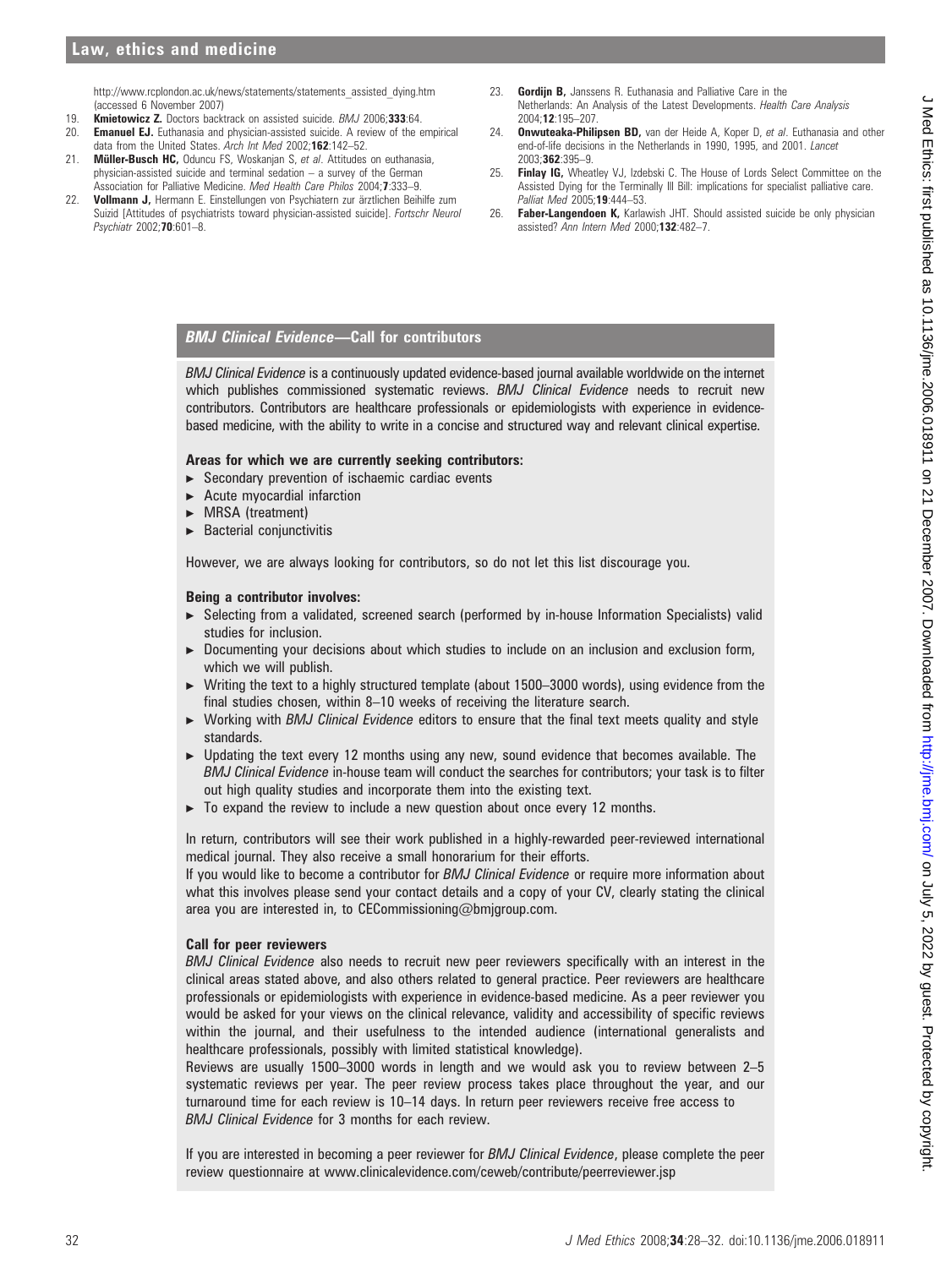http://www.rcplondon.ac.uk/news/statements/statements_assisted_dying.htm (accessed 6 November 2007)

19. **Kmietowicz Z.** Doctors backtrack on assisted suicide. *BMJ* 2006;**333**:64.
20. **Emanuel EJ.** Euthanasia and physician-assisted suicide. A review of the empirical data from the United States. *Arch Int Med* 2002;**162**:142–52.
21. **Müller-Busch HC,** Oduncu FS, Woskanjan S, *et al*. Attitudes on euthanasia, physician-assisted suicide and terminal sedation – a survey of the German Association for Palliative Medicine. *Med Health Care Philos* 2004;**7**:333–9.
22. **Vollmann J,** Hermann E. Einstellungen von Psychiatern zur ärztlichen Beihilfe zum Suizid [Attitudes of psychiatrists toward physician-assisted suicide]. *Fortschr Neurol Psychiatr* 2002;**70**:601–8.
23. **Gordijn B,** Janssens R. Euthanasia and Palliative Care in the Netherlands: An Analysis of the Latest Developments. *Health Care Analysis* 2004;**12**:195–207.
24. **Onwuteaka-Philipsen BD,** van der Heide A, Koper D, *et al*. Euthanasia and other end-of-life decisions in the Netherlands in 1990, 1995, and 2001. *Lancet* 2003;**362**:395–9.
25. **Finlay IG,** Wheatley VJ, Izdebski C. The House of Lords Select Committee on the Assisted Dying for the Terminally Ill Bill: implications for specialist palliative care. *Palliat Med* 2005;**19**:444–53.
26. **Faber-Langendoen K,** Karlawish JHT. Should assisted suicide be only physician assisted? *Ann Intern Med* 2000;**132**:482–7.

## *BMJ Clinical Evidence*—Call for contributors

*BMJ Clinical Evidence* is a continuously updated evidence-based journal available worldwide on the internet which publishes commissioned systematic reviews. *BMJ Clinical Evidence* needs to recruit new contributors. Contributors are healthcare professionals or epidemiologists with experience in evidence-based medicine, with the ability to write in a concise and structured way and relevant clinical expertise.

### Areas for which we are currently seeking contributors:

- Secondary prevention of ischaemic cardiac events
- Acute myocardial infarction
- MRSA (treatment)
- Bacterial conjunctivitis

However, we are always looking for contributors, so do not let this list discourage you.

### Being a contributor involves:

- Selecting from a validated, screened search (performed by in-house Information Specialists) valid studies for inclusion.
- Documenting your decisions about which studies to include on an inclusion and exclusion form, which we will publish.
- Writing the text to a highly structured template (about 1500–3000 words), using evidence from the final studies chosen, within 8–10 weeks of receiving the literature search.
- Working with *BMJ Clinical Evidence* editors to ensure that the final text meets quality and style standards.
- Updating the text every 12 months using any new, sound evidence that becomes available. The *BMJ Clinical Evidence* in-house team will conduct the searches for contributors; your task is to filter out high quality studies and incorporate them into the existing text.
- To expand the review to include a new question about once every 12 months.

In return, contributors will see their work published in a highly-rewarded peer-reviewed international medical journal. They also receive a small honorarium for their efforts.

If you would like to become a contributor for *BMJ Clinical Evidence* or require more information about what this involves please send your contact details and a copy of your CV, clearly stating the clinical area you are interested in, to CECommissioning@bmjgroup.com.

### Call for peer reviewers

*BMJ Clinical Evidence* also needs to recruit new peer reviewers specifically with an interest in the clinical areas stated above, and also others related to general practice. Peer reviewers are healthcare professionals or epidemiologists with experience in evidence-based medicine. As a peer reviewer you would be asked for your views on the clinical relevance, validity and accessibility of specific reviews within the journal, and their usefulness to the intended audience (international generalists and healthcare professionals, possibly with limited statistical knowledge).

Reviews are usually 1500–3000 words in length and we would ask you to review between 2–5 systematic reviews per year. The peer review process takes place throughout the year, and our turnaround time for each review is 10–14 days. In return peer reviewers receive free access to *BMJ Clinical Evidence* for 3 months for each review.

If you are interested in becoming a peer reviewer for *BMJ Clinical Evidence*, please complete the peer review questionnaire at www.clinicalevidence.com/ceweb/contribute/peerreviewer.jsp